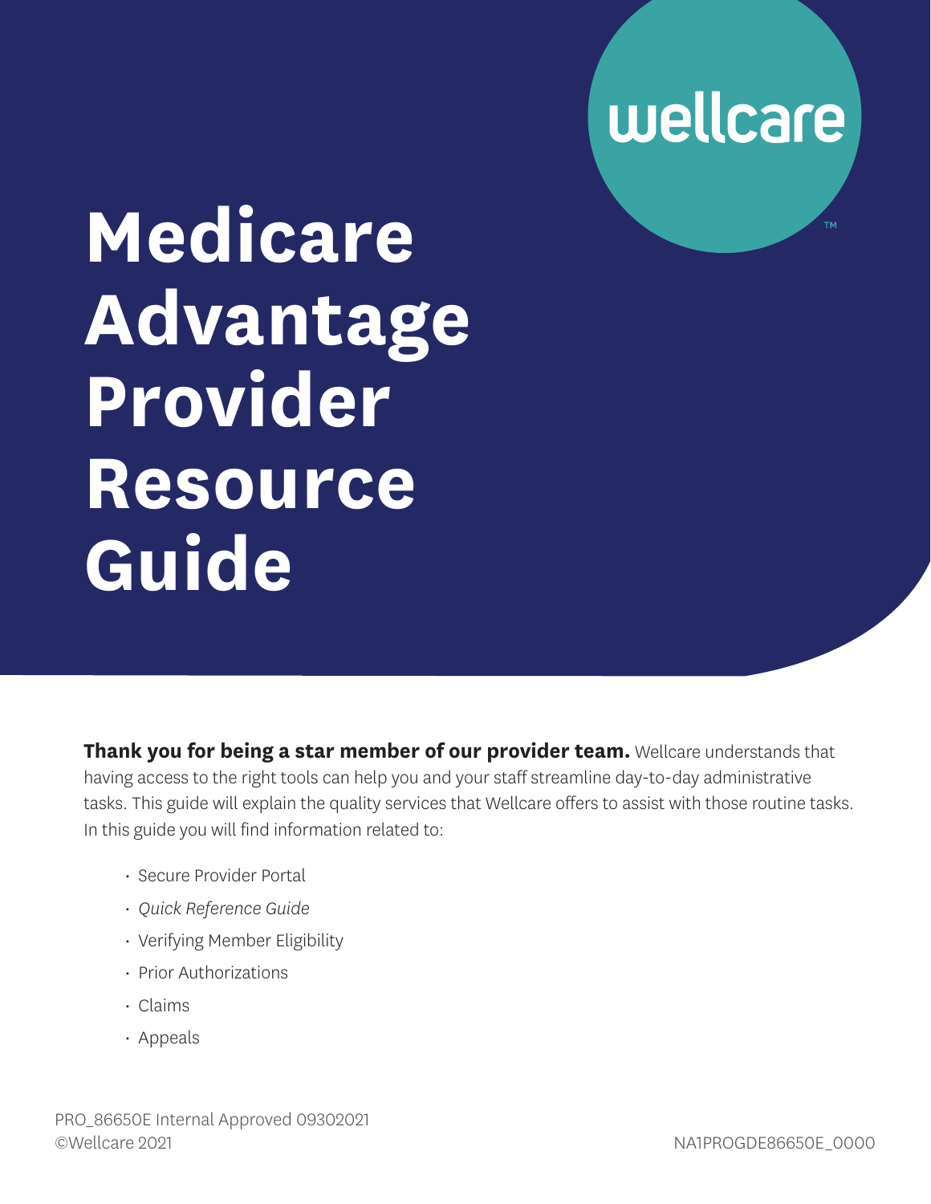wellcare

# Medicare Advantage Provider Resource Guide

**Thank you for being a star member of our provider team.** Wellcare understands that having access to the right tools can help you and your staff streamline day-to-day administrative tasks. This guide will explain the quality services that Wellcare offers to assist with those routine tasks. In this guide you will find information related to:

- Secure Provider Portal
- *Quick Reference Guide*
- Verifying Member Eligibility
- Prior Authorizations
- Claims
- Appeals

PRO_86650E Internal Approved 09302021
©Wellcare 2021

NA1PROGDE86650E_0000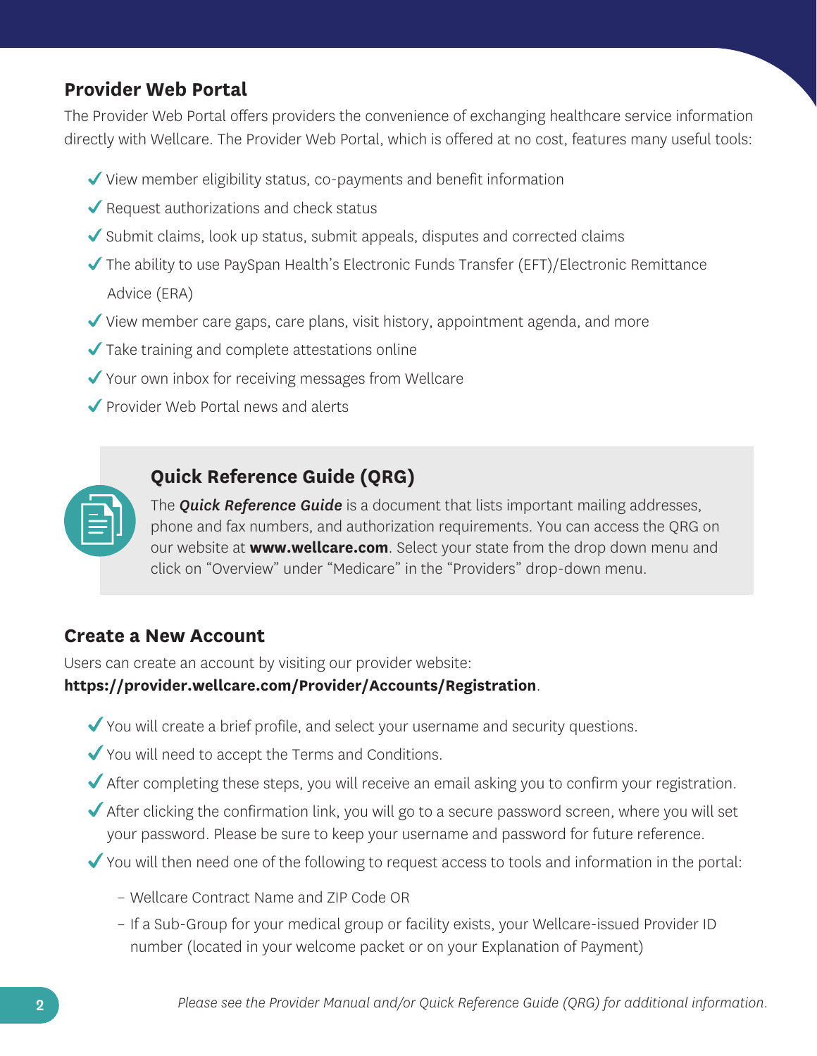## Provider Web Portal

The Provider Web Portal offers providers the convenience of exchanging healthcare service information directly with Wellcare. The Provider Web Portal, which is offered at no cost, features many useful tools:

- ✓ View member eligibility status, co-payments and benefit information
- ✓ Request authorizations and check status
- ✓ Submit claims, look up status, submit appeals, disputes and corrected claims
- ✓ The ability to use PaySpan Health's Electronic Funds Transfer (EFT)/Electronic Remittance Advice (ERA)
- ✓ View member care gaps, care plans, visit history, appointment agenda, and more
- ✓ Take training and complete attestations online
- ✓ Your own inbox for receiving messages from Wellcare
- ✓ Provider Web Portal news and alerts

### Quick Reference Guide (QRG)

The ***Quick Reference Guide*** is a document that lists important mailing addresses, phone and fax numbers, and authorization requirements. You can access the QRG on our website at **www.wellcare.com**. Select your state from the drop down menu and click on "Overview" under "Medicare" in the "Providers" drop-down menu.

## Create a New Account

Users can create an account by visiting our provider website:
**https://provider.wellcare.com/Provider/Accounts/Registration**.

- ✓ You will create a brief profile, and select your username and security questions.
- ✓ You will need to accept the Terms and Conditions.
- ✓ After completing these steps, you will receive an email asking you to confirm your registration.
- ✓ After clicking the confirmation link, you will go to a secure password screen, where you will set your password. Please be sure to keep your username and password for future reference.
- ✓ You will then need one of the following to request access to tools and information in the portal:
  - Wellcare Contract Name and ZIP Code OR
  - If a Sub-Group for your medical group or facility exists, your Wellcare-issued Provider ID number (located in your welcome packet or on your Explanation of Payment)

*Please see the Provider Manual and/or Quick Reference Guide (QRG) for additional information.*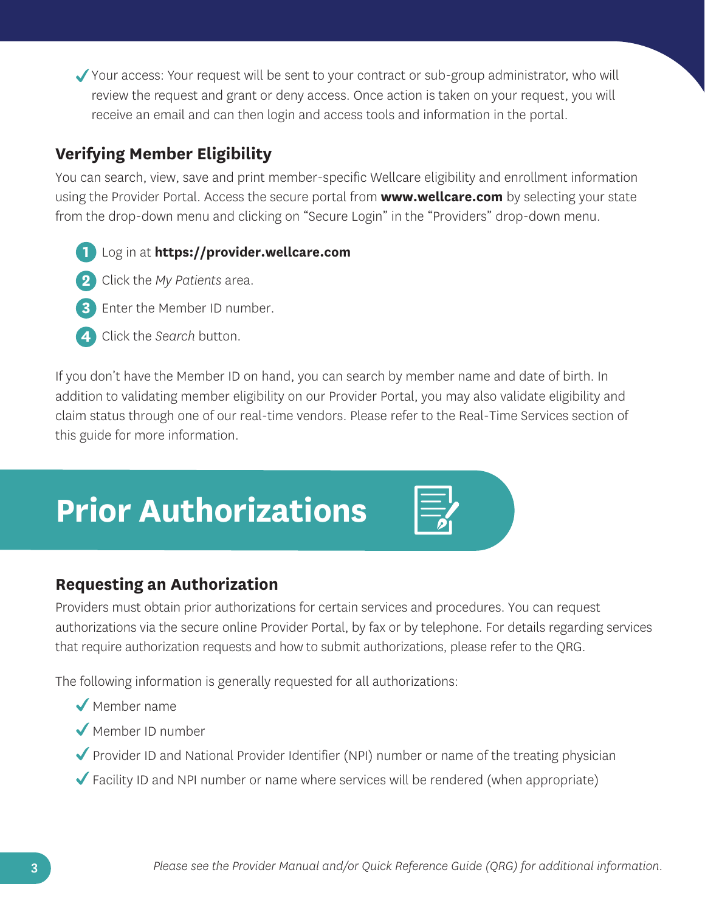- ✓ Your access: Your request will be sent to your contract or sub-group administrator, who will review the request and grant or deny access. Once action is taken on your request, you will receive an email and can then login and access tools and information in the portal.

## Verifying Member Eligibility

You can search, view, save and print member-specific Wellcare eligibility and enrollment information using the Provider Portal. Access the secure portal from **www.wellcare.com** by selecting your state from the drop-down menu and clicking on "Secure Login" in the "Providers" drop-down menu.

1. Log in at **https://provider.wellcare.com**
2. Click the *My Patients* area.
3. Enter the Member ID number.
4. Click the *Search* button.

If you don't have the Member ID on hand, you can search by member name and date of birth. In addition to validating member eligibility on our Provider Portal, you may also validate eligibility and claim status through one of our real-time vendors. Please refer to the Real-Time Services section of this guide for more information.

# Prior Authorizations

## Requesting an Authorization

Providers must obtain prior authorizations for certain services and procedures. You can request authorizations via the secure online Provider Portal, by fax or by telephone. For details regarding services that require authorization requests and how to submit authorizations, please refer to the QRG.

The following information is generally requested for all authorizations:

- ✓ Member name
- ✓ Member ID number
- ✓ Provider ID and National Provider Identifier (NPI) number or name of the treating physician
- ✓ Facility ID and NPI number or name where services will be rendered (when appropriate)

*Please see the Provider Manual and/or Quick Reference Guide (QRG) for additional information.*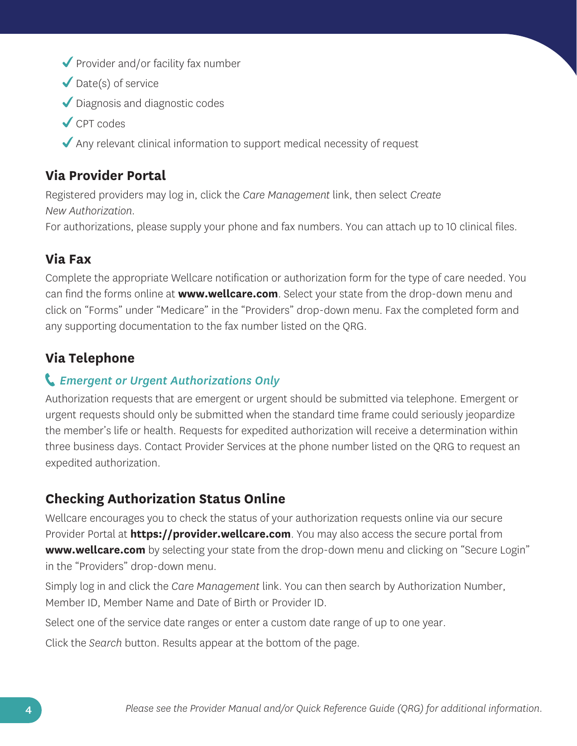- ✔ Provider and/or facility fax number
- ✔ Date(s) of service
- ✔ Diagnosis and diagnostic codes
- ✔ CPT codes
- ✔ Any relevant clinical information to support medical necessity of request

## Via Provider Portal

Registered providers may log in, click the *Care Management* link, then select *Create New Authorization*.

For authorizations, please supply your phone and fax numbers. You can attach up to 10 clinical files.

## Via Fax

Complete the appropriate Wellcare notification or authorization form for the type of care needed. You can find the forms online at **www.wellcare.com**. Select your state from the drop-down menu and click on "Forms" under "Medicare" in the "Providers" drop-down menu. Fax the completed form and any supporting documentation to the fax number listed on the QRG.

## Via Telephone

### *Emergent or Urgent Authorizations Only*

Authorization requests that are emergent or urgent should be submitted via telephone. Emergent or urgent requests should only be submitted when the standard time frame could seriously jeopardize the member's life or health. Requests for expedited authorization will receive a determination within three business days. Contact Provider Services at the phone number listed on the QRG to request an expedited authorization.

## Checking Authorization Status Online

Wellcare encourages you to check the status of your authorization requests online via our secure Provider Portal at **https://provider.wellcare.com**. You may also access the secure portal from **www.wellcare.com** by selecting your state from the drop-down menu and clicking on "Secure Login" in the "Providers" drop-down menu.

Simply log in and click the *Care Management* link. You can then search by Authorization Number, Member ID, Member Name and Date of Birth or Provider ID.

Select one of the service date ranges or enter a custom date range of up to one year.

Click the *Search* button. Results appear at the bottom of the page.

*Please see the Provider Manual and/or Quick Reference Guide (QRG) for additional information.*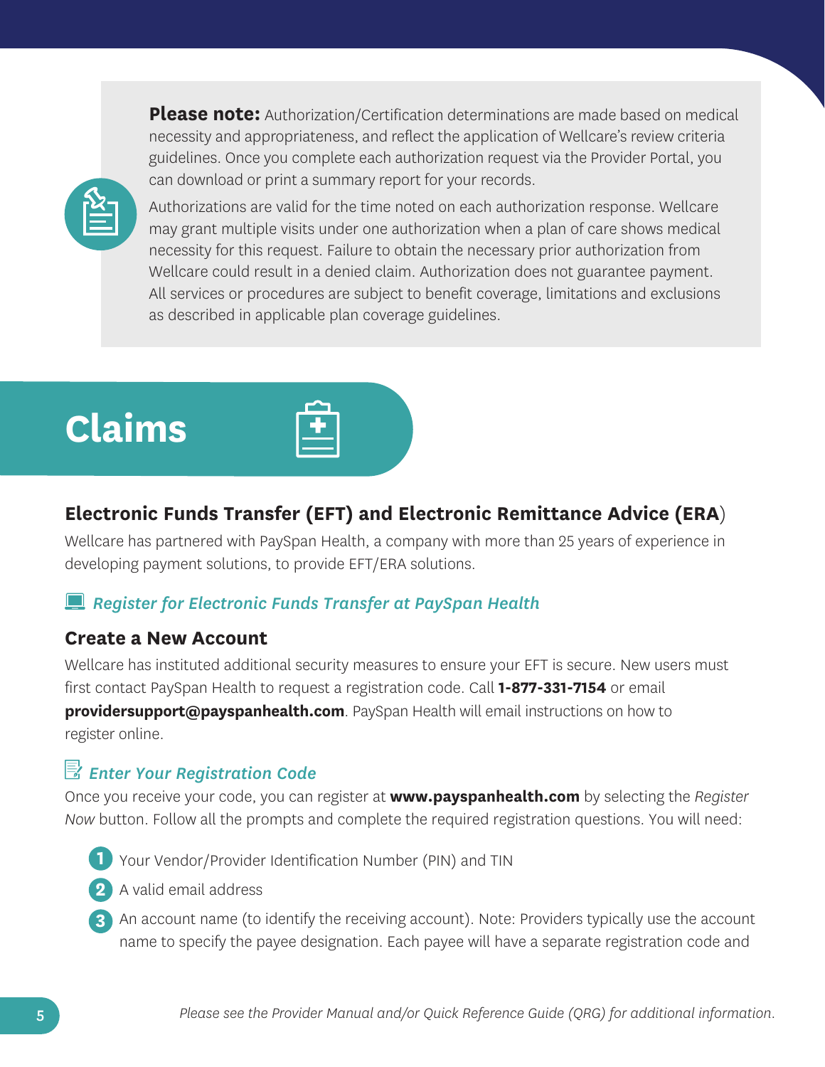**Please note:** Authorization/Certification determinations are made based on medical necessity and appropriateness, and reflect the application of Wellcare's review criteria guidelines. Once you complete each authorization request via the Provider Portal, you can download or print a summary report for your records.

Authorizations are valid for the time noted on each authorization response. Wellcare may grant multiple visits under one authorization when a plan of care shows medical necessity for this request. Failure to obtain the necessary prior authorization from Wellcare could result in a denied claim. Authorization does not guarantee payment. All services or procedures are subject to benefit coverage, limitations and exclusions as described in applicable plan coverage guidelines.

# Claims

## Electronic Funds Transfer (EFT) and Electronic Remittance Advice (ERA)

Wellcare has partnered with PaySpan Health, a company with more than 25 years of experience in developing payment solutions, to provide EFT/ERA solutions.

*Register for Electronic Funds Transfer at PaySpan Health*

### Create a New Account

Wellcare has instituted additional security measures to ensure your EFT is secure. New users must first contact PaySpan Health to request a registration code. Call **1-877-331-7154** or email **providersupport@payspanhealth.com**. PaySpan Health will email instructions on how to register online.

*Enter Your Registration Code*

Once you receive your code, you can register at **www.payspanhealth.com** by selecting the *Register Now* button. Follow all the prompts and complete the required registration questions. You will need:

1. Your Vendor/Provider Identification Number (PIN) and TIN
2. A valid email address
3. An account name (to identify the receiving account). Note: Providers typically use the account name to specify the payee designation. Each payee will have a separate registration code and

*Please see the Provider Manual and/or Quick Reference Guide (QRG) for additional information.*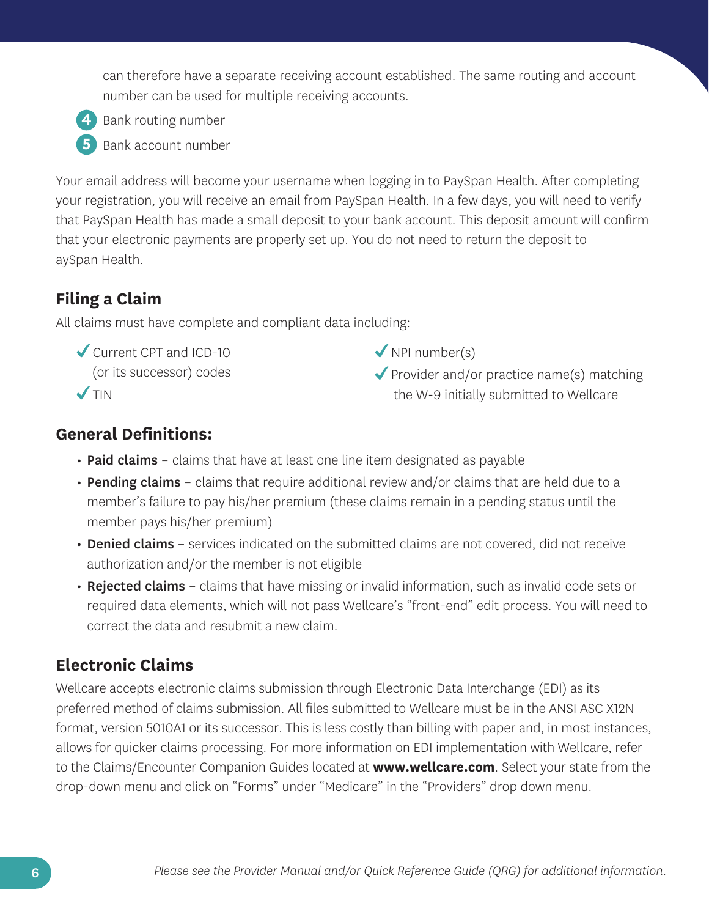can therefore have a separate receiving account established. The same routing and account number can be used for multiple receiving accounts.

4. Bank routing number
5. Bank account number

Your email address will become your username when logging in to PaySpan Health. After completing your registration, you will receive an email from PaySpan Health. In a few days, you will need to verify that PaySpan Health has made a small deposit to your bank account. This deposit amount will confirm that your electronic payments are properly set up. You do not need to return the deposit to aySpan Health.

## Filing a Claim

All claims must have complete and compliant data including:

- ✔ Current CPT and ICD-10 (or its successor) codes
- ✔ TIN
- ✔ NPI number(s)
- ✔ Provider and/or practice name(s) matching the W-9 initially submitted to Wellcare

## General Definitions:

- **Paid claims** – claims that have at least one line item designated as payable
- **Pending claims** – claims that require additional review and/or claims that are held due to a member's failure to pay his/her premium (these claims remain in a pending status until the member pays his/her premium)
- **Denied claims** – services indicated on the submitted claims are not covered, did not receive authorization and/or the member is not eligible
- **Rejected claims** – claims that have missing or invalid information, such as invalid code sets or required data elements, which will not pass Wellcare's "front-end" edit process. You will need to correct the data and resubmit a new claim.

## Electronic Claims

Wellcare accepts electronic claims submission through Electronic Data Interchange (EDI) as its preferred method of claims submission. All files submitted to Wellcare must be in the ANSI ASC X12N format, version 5010A1 or its successor. This is less costly than billing with paper and, in most instances, allows for quicker claims processing. For more information on EDI implementation with Wellcare, refer to the Claims/Encounter Companion Guides located at **www.wellcare.com**. Select your state from the drop-down menu and click on "Forms" under "Medicare" in the "Providers" drop down menu.

*Please see the Provider Manual and/or Quick Reference Guide (QRG) for additional information.*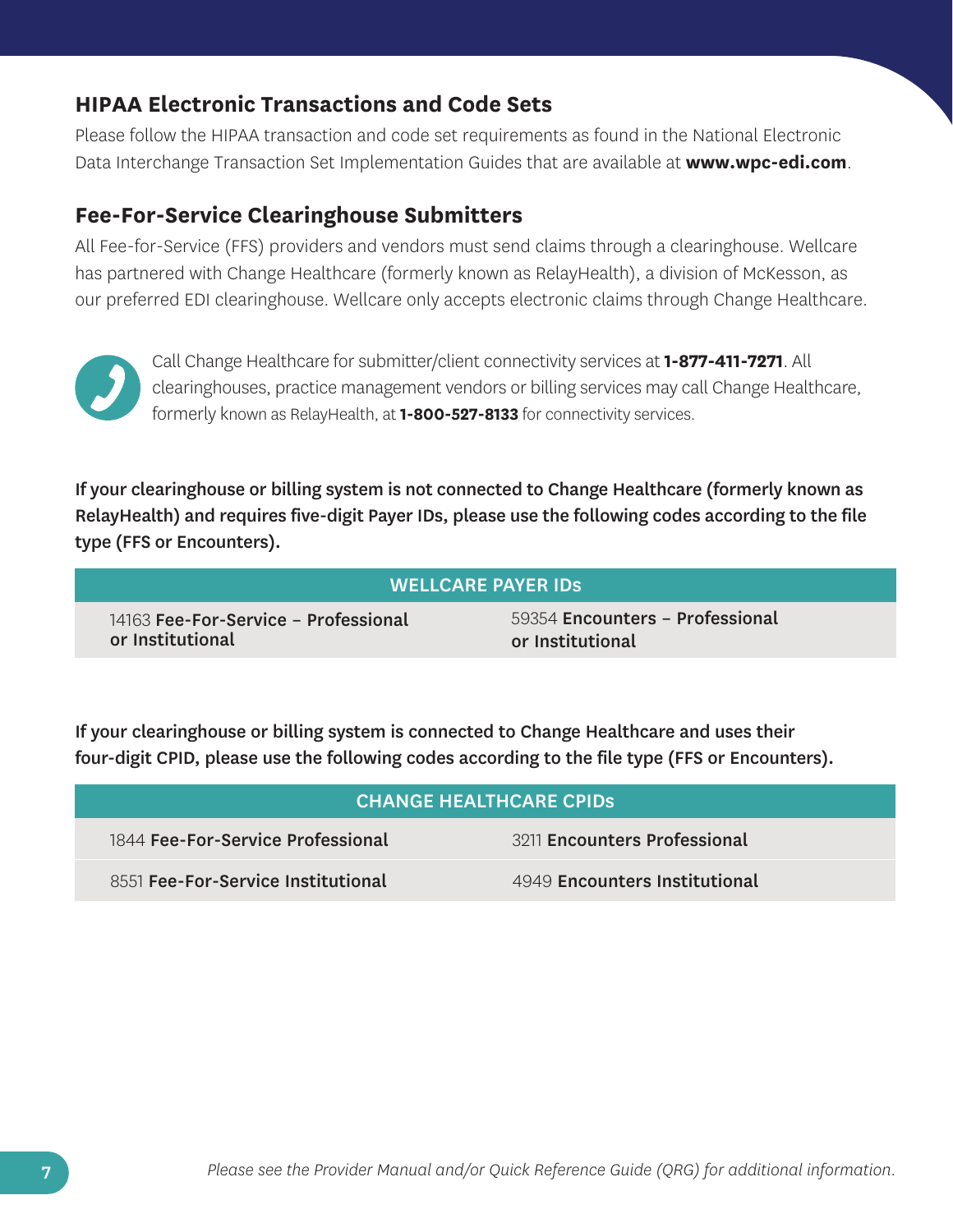## HIPAA Electronic Transactions and Code Sets

Please follow the HIPAA transaction and code set requirements as found in the National Electronic Data Interchange Transaction Set Implementation Guides that are available at **www.wpc-edi.com**.

## Fee-For-Service Clearinghouse Submitters

All Fee-for-Service (FFS) providers and vendors must send claims through a clearinghouse. Wellcare has partnered with Change Healthcare (formerly known as RelayHealth), a division of McKesson, as our preferred EDI clearinghouse. Wellcare only accepts electronic claims through Change Healthcare.

Call Change Healthcare for submitter/client connectivity services at **1-877-411-7271**. All clearinghouses, practice management vendors or billing services may call Change Healthcare, formerly known as RelayHealth, at **1-800-527-8133** for connectivity services.

**If your clearinghouse or billing system is not connected to Change Healthcare (formerly known as RelayHealth) and requires five-digit Payer IDs, please use the following codes according to the file type (FFS or Encounters).**

| WELLCARE PAYER IDs | |
|---|---|
| 14163 **Fee-For-Service – Professional or Institutional** | 59354 **Encounters – Professional or Institutional** |

**If your clearinghouse or billing system is connected to Change Healthcare and uses their four-digit CPID, please use the following codes according to the file type (FFS or Encounters).**

| CHANGE HEALTHCARE CPIDs | |
|---|---|
| 1844 **Fee-For-Service Professional** | 3211 **Encounters Professional** |
| 8551 **Fee-For-Service Institutional** | 4949 **Encounters Institutional** |

*Please see the Provider Manual and/or Quick Reference Guide (QRG) for additional information.*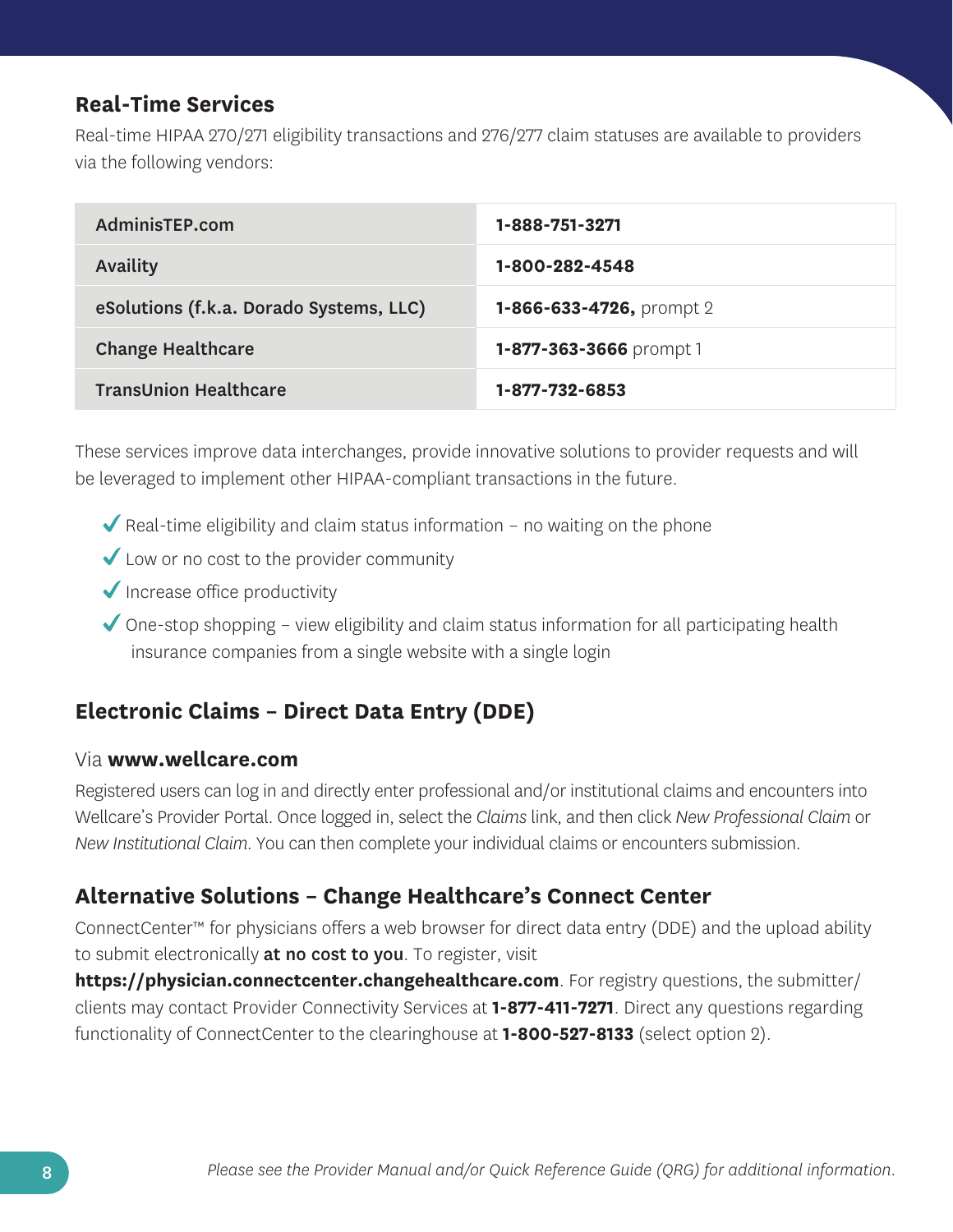## Real-Time Services

Real-time HIPAA 270/271 eligibility transactions and 276/277 claim statuses are available to providers via the following vendors:

| | |
|---|---|
| **AdminisTEP.com** | **1-888-751-3271** |
| **Availity** | **1-800-282-4548** |
| **eSolutions (f.k.a. Dorado Systems, LLC)** | **1-866-633-4726,** prompt 2 |
| **Change Healthcare** | **1-877-363-3666** prompt 1 |
| **TransUnion Healthcare** | **1-877-732-6853** |

These services improve data interchanges, provide innovative solutions to provider requests and will be leveraged to implement other HIPAA-compliant transactions in the future.

- ✔ Real-time eligibility and claim status information – no waiting on the phone
- ✔ Low or no cost to the provider community
- ✔ Increase office productivity
- ✔ One-stop shopping – view eligibility and claim status information for all participating health insurance companies from a single website with a single login

## Electronic Claims – Direct Data Entry (DDE)

### Via **www.wellcare.com**

Registered users can log in and directly enter professional and/or institutional claims and encounters into Wellcare's Provider Portal. Once logged in, select the *Claims* link, and then click *New Professional Claim* or *New Institutional Claim*. You can then complete your individual claims or encounters submission.

## Alternative Solutions – Change Healthcare's Connect Center

ConnectCenter™ for physicians offers a web browser for direct data entry (DDE) and the upload ability to submit electronically **at no cost to you**. To register, visit **https://physician.connectcenter.changehealthcare.com**. For registry questions, the submitter/clients may contact Provider Connectivity Services at **1-877-411-7271**. Direct any questions regarding functionality of ConnectCenter to the clearinghouse at **1-800-527-8133** (select option 2).

*Please see the Provider Manual and/or Quick Reference Guide (QRG) for additional information.*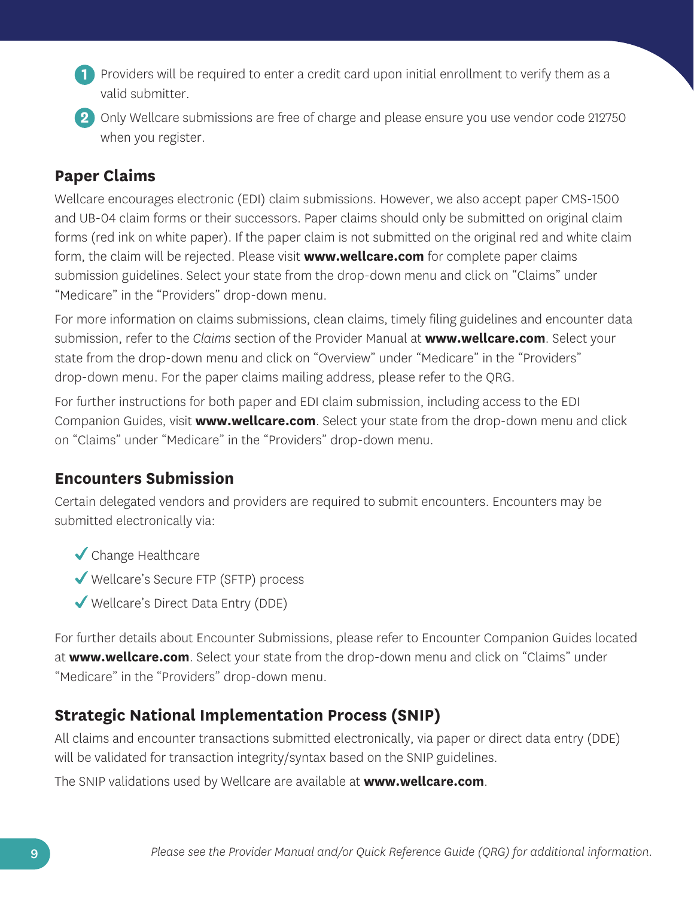1. Providers will be required to enter a credit card upon initial enrollment to verify them as a valid submitter.
2. Only Wellcare submissions are free of charge and please ensure you use vendor code 212750 when you register.

## Paper Claims

Wellcare encourages electronic (EDI) claim submissions. However, we also accept paper CMS-1500 and UB-04 claim forms or their successors. Paper claims should only be submitted on original claim forms (red ink on white paper). If the paper claim is not submitted on the original red and white claim form, the claim will be rejected. Please visit **www.wellcare.com** for complete paper claims submission guidelines. Select your state from the drop-down menu and click on "Claims" under "Medicare" in the "Providers" drop-down menu.

For more information on claims submissions, clean claims, timely filing guidelines and encounter data submission, refer to the *Claims* section of the Provider Manual at **www.wellcare.com**. Select your state from the drop-down menu and click on "Overview" under "Medicare" in the "Providers" drop-down menu. For the paper claims mailing address, please refer to the QRG.

For further instructions for both paper and EDI claim submission, including access to the EDI Companion Guides, visit **www.wellcare.com**. Select your state from the drop-down menu and click on "Claims" under "Medicare" in the "Providers" drop-down menu.

## Encounters Submission

Certain delegated vendors and providers are required to submit encounters. Encounters may be submitted electronically via:

- ✔ Change Healthcare
- ✔ Wellcare's Secure FTP (SFTP) process
- ✔ Wellcare's Direct Data Entry (DDE)

For further details about Encounter Submissions, please refer to Encounter Companion Guides located at **www.wellcare.com**. Select your state from the drop-down menu and click on "Claims" under "Medicare" in the "Providers" drop-down menu.

## Strategic National Implementation Process (SNIP)

All claims and encounter transactions submitted electronically, via paper or direct data entry (DDE) will be validated for transaction integrity/syntax based on the SNIP guidelines.

The SNIP validations used by Wellcare are available at **www.wellcare.com**.

*Please see the Provider Manual and/or Quick Reference Guide (QRG) for additional information.*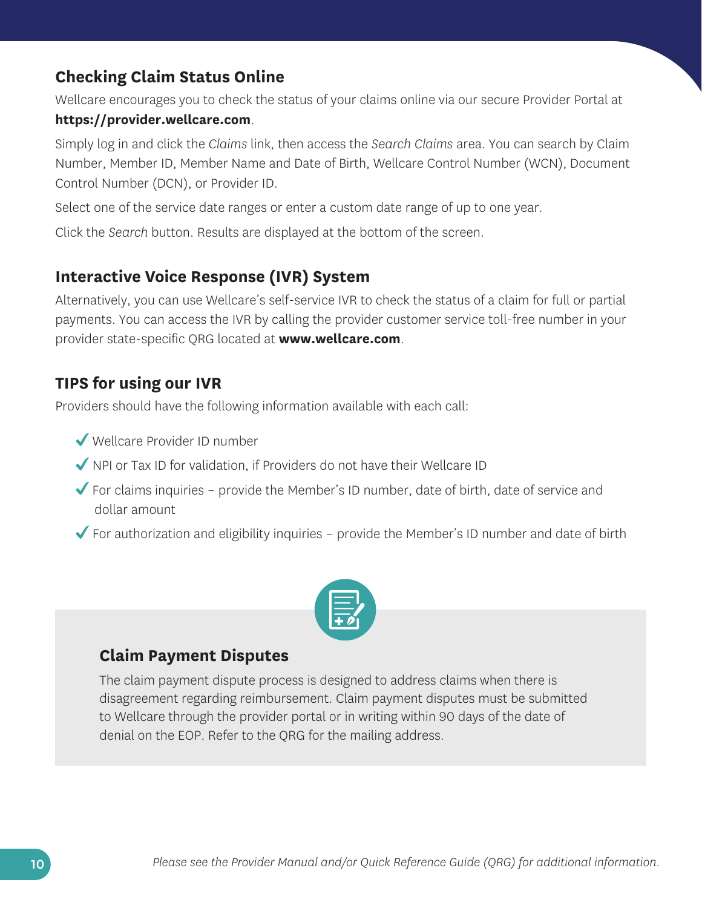## Checking Claim Status Online

Wellcare encourages you to check the status of your claims online via our secure Provider Portal at **https://provider.wellcare.com**.

Simply log in and click the *Claims* link, then access the *Search Claims* area. You can search by Claim Number, Member ID, Member Name and Date of Birth, Wellcare Control Number (WCN), Document Control Number (DCN), or Provider ID.

Select one of the service date ranges or enter a custom date range of up to one year.

Click the *Search* button. Results are displayed at the bottom of the screen.

## Interactive Voice Response (IVR) System

Alternatively, you can use Wellcare's self-service IVR to check the status of a claim for full or partial payments. You can access the IVR by calling the provider customer service toll-free number in your provider state-specific QRG located at **www.wellcare.com**.

## TIPS for using our IVR

Providers should have the following information available with each call:

- ✔ Wellcare Provider ID number
- ✔ NPI or Tax ID for validation, if Providers do not have their Wellcare ID
- ✔ For claims inquiries – provide the Member's ID number, date of birth, date of service and dollar amount
- ✔ For authorization and eligibility inquiries – provide the Member's ID number and date of birth

### Claim Payment Disputes

The claim payment dispute process is designed to address claims when there is disagreement regarding reimbursement. Claim payment disputes must be submitted to Wellcare through the provider portal or in writing within 90 days of the date of denial on the EOP. Refer to the QRG for the mailing address.

*Please see the Provider Manual and/or Quick Reference Guide (QRG) for additional information.*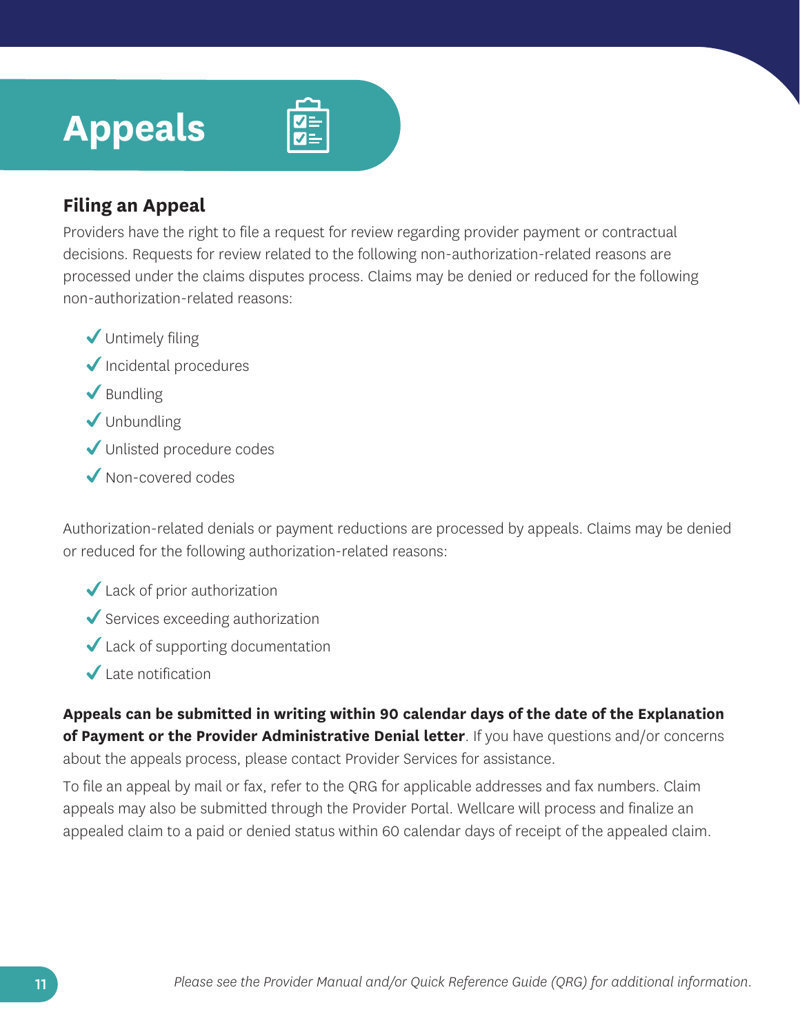# Appeals

## Filing an Appeal

Providers have the right to file a request for review regarding provider payment or contractual decisions. Requests for review related to the following non-authorization-related reasons are processed under the claims disputes process. Claims may be denied or reduced for the following non-authorization-related reasons:

- ✓ Untimely filing
- ✓ Incidental procedures
- ✓ Bundling
- ✓ Unbundling
- ✓ Unlisted procedure codes
- ✓ Non-covered codes

Authorization-related denials or payment reductions are processed by appeals. Claims may be denied or reduced for the following authorization-related reasons:

- ✓ Lack of prior authorization
- ✓ Services exceeding authorization
- ✓ Lack of supporting documentation
- ✓ Late notification

**Appeals can be submitted in writing within 90 calendar days of the date of the Explanation of Payment or the Provider Administrative Denial letter**. If you have questions and/or concerns about the appeals process, please contact Provider Services for assistance.

To file an appeal by mail or fax, refer to the QRG for applicable addresses and fax numbers. Claim appeals may also be submitted through the Provider Portal. Wellcare will process and finalize an appealed claim to a paid or denied status within 60 calendar days of receipt of the appealed claim.

*Please see the Provider Manual and/or Quick Reference Guide (QRG) for additional information.*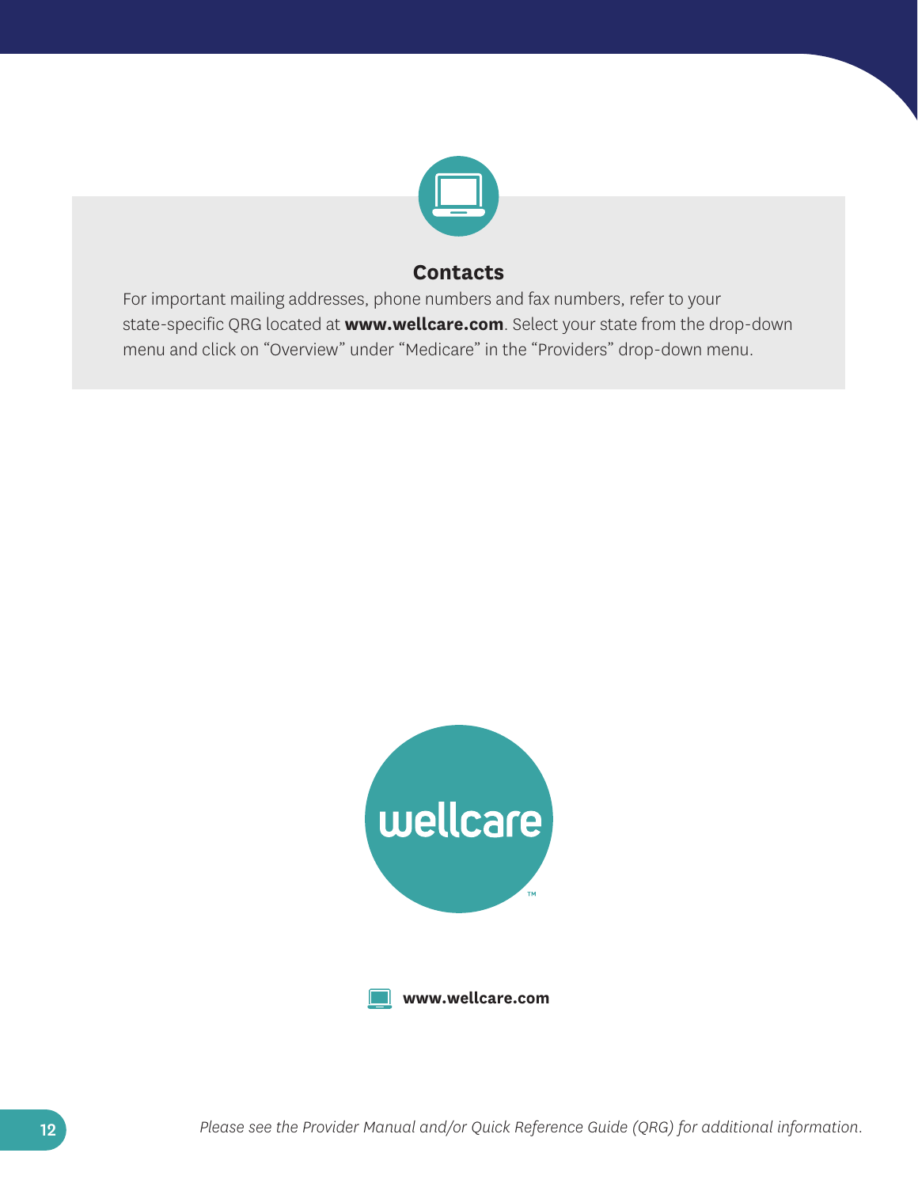## Contacts

For important mailing addresses, phone numbers and fax numbers, refer to your state-specific QRG located at **www.wellcare.com**. Select your state from the drop-down menu and click on "Overview" under "Medicare" in the "Providers" drop-down menu.

wellcare™

**www.wellcare.com**

*Please see the Provider Manual and/or Quick Reference Guide (QRG) for additional information.*